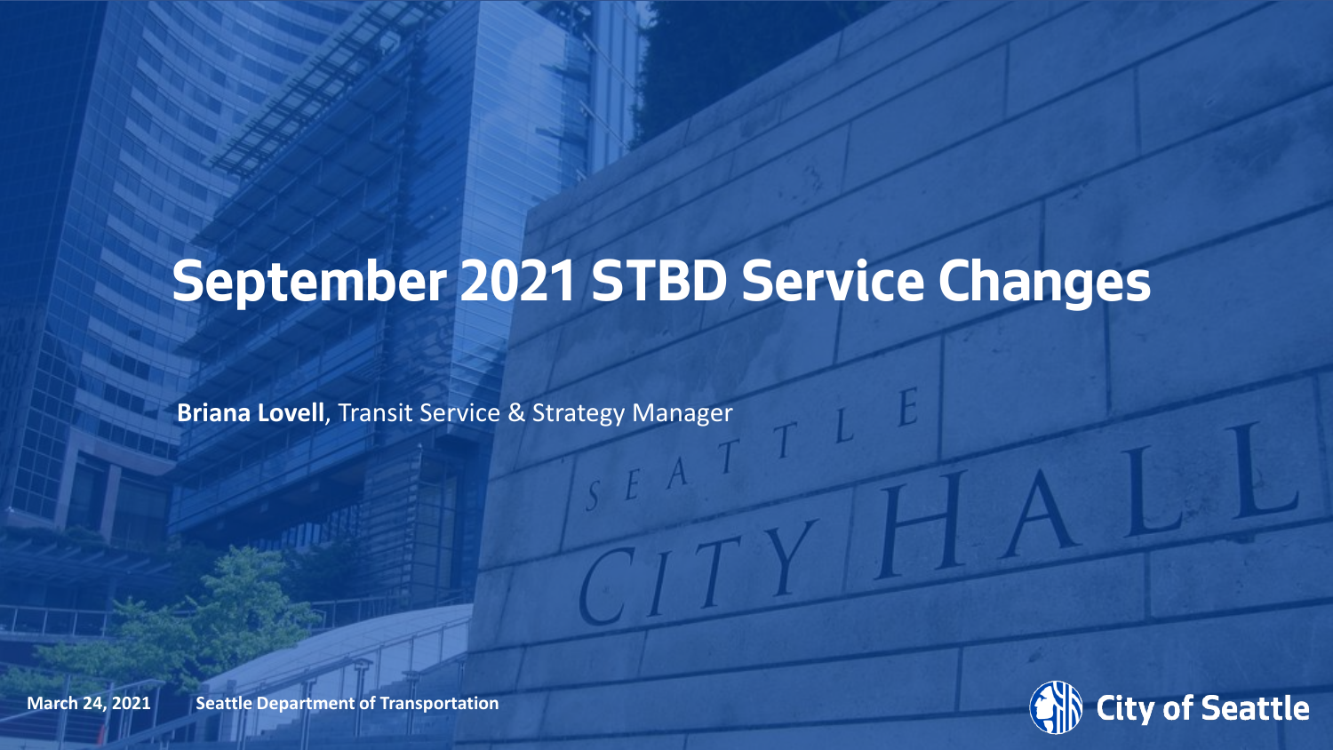# September 2021 STBD Service Changes

**Briana Lovell**, Transit Service & Strategy Manager

**March 24, 2021** **Seattle Department of Transportation**

City of Seattle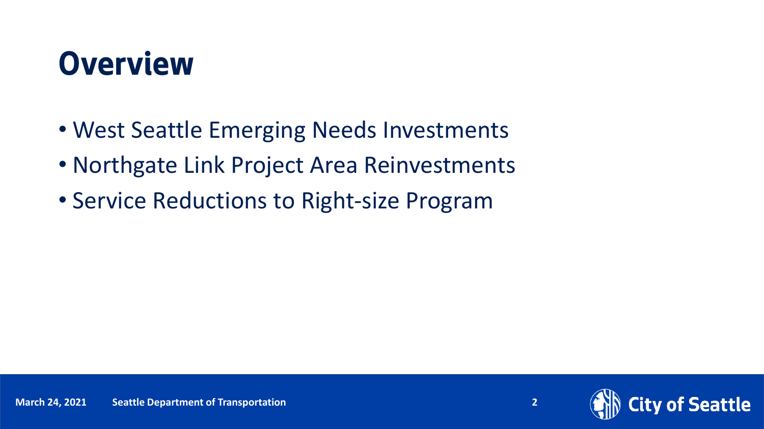# Overview

- West Seattle Emerging Needs Investments
- Northgate Link Project Area Reinvestments
- Service Reductions to Right-size Program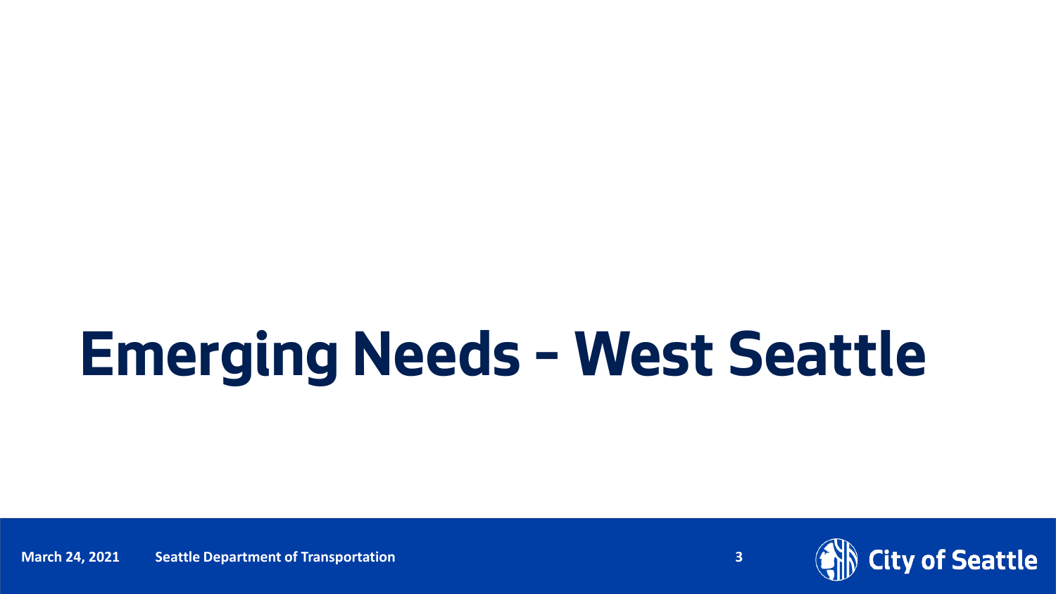# Emerging Needs – West Seattle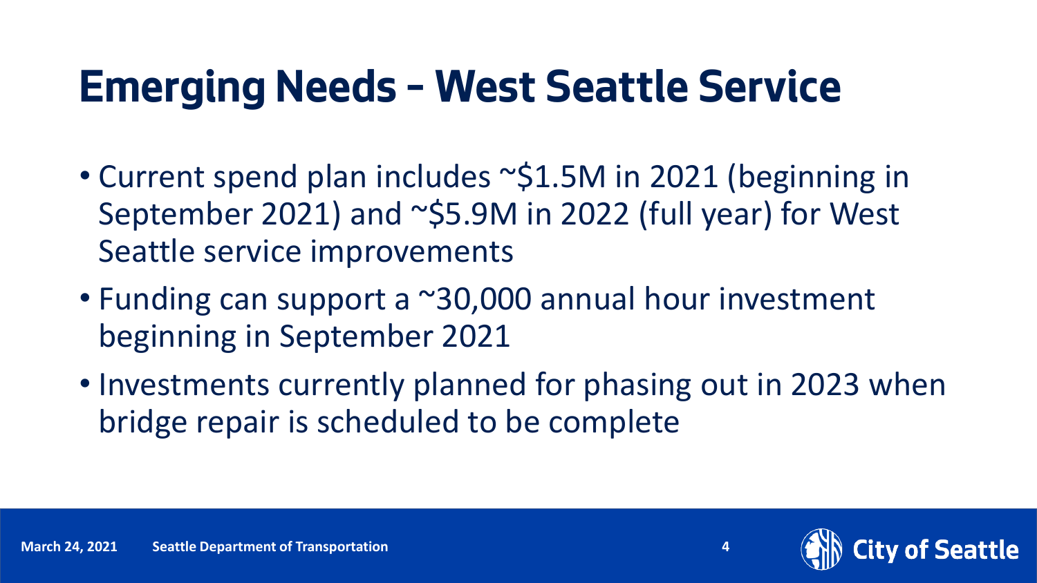# Emerging Needs – West Seattle Service

- Current spend plan includes ~$1.5M in 2021 (beginning in September 2021) and ~$5.9M in 2022 (full year) for West Seattle service improvements
- Funding can support a ~30,000 annual hour investment beginning in September 2021
- Investments currently planned for phasing out in 2023 when bridge repair is scheduled to be complete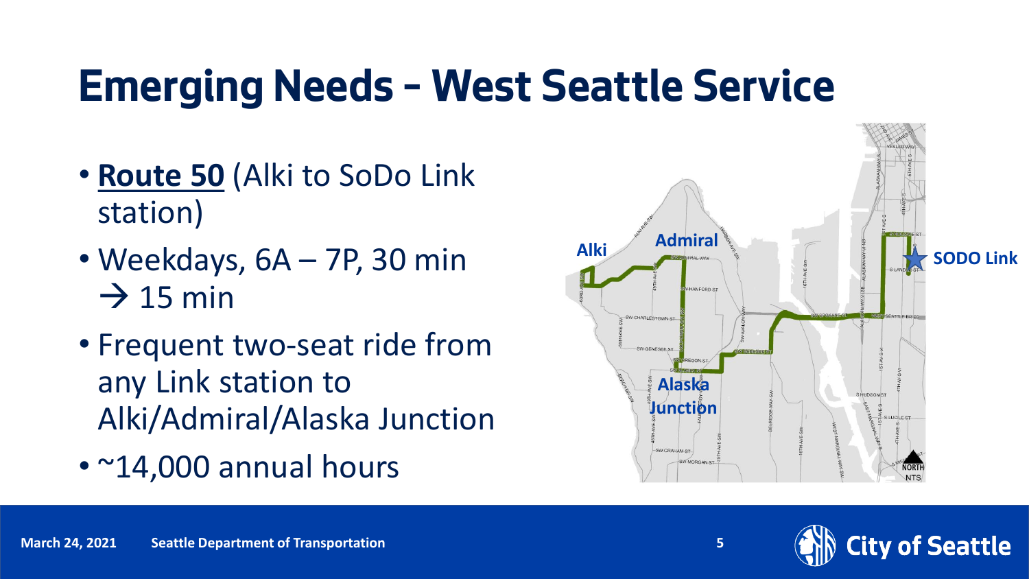# Emerging Needs – West Seattle Service

- **Route 50** (Alki to SoDo Link station)
- Weekdays, 6A – 7P, 30 min → 15 min
- Frequent two-seat ride from any Link station to Alki/Admiral/Alaska Junction
- ~14,000 annual hours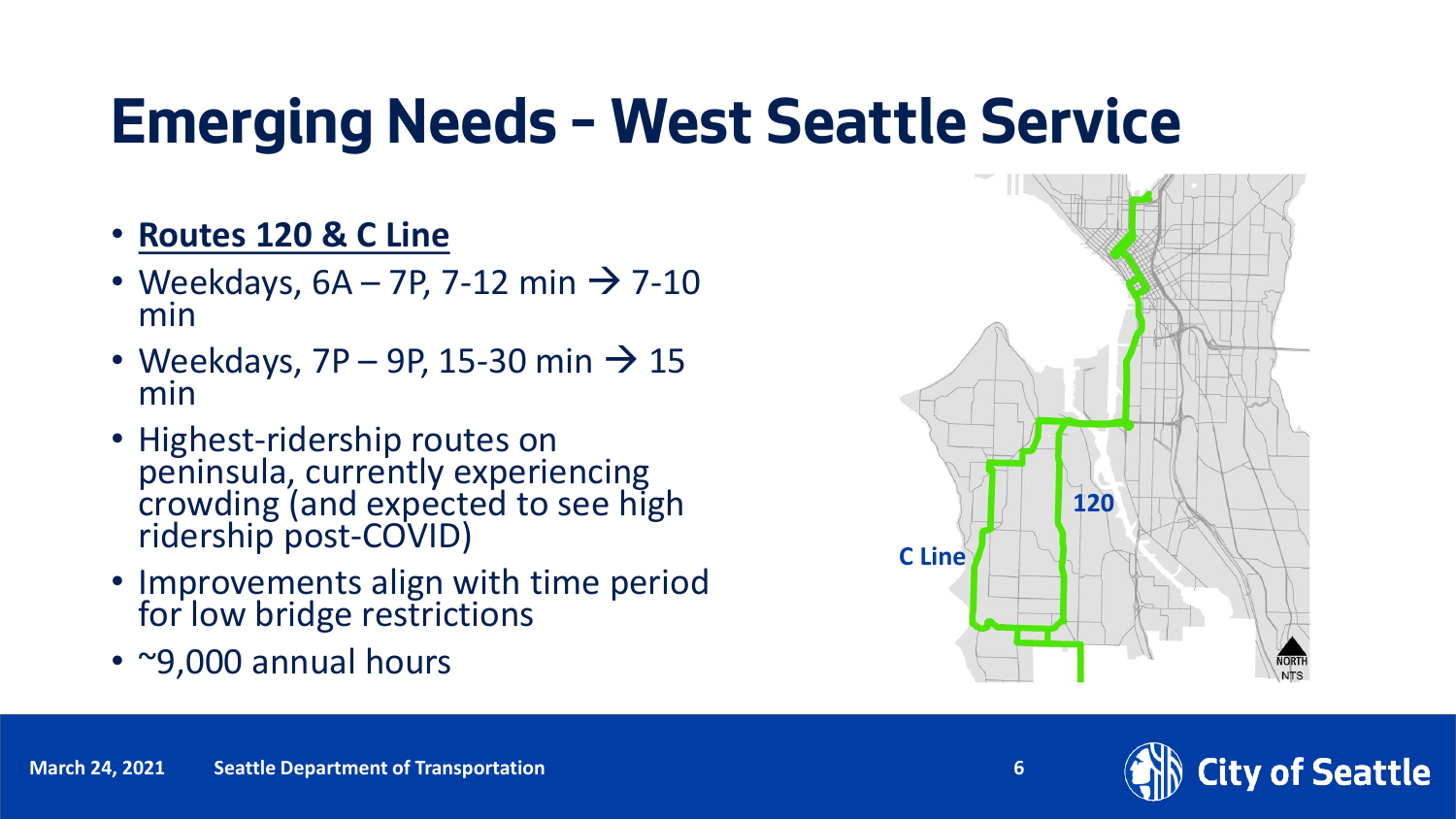# Emerging Needs – West Seattle Service

- **Routes 120 & C Line**
- Weekdays, 6A – 7P, 7-12 min → 7-10 min
- Weekdays, 7P – 9P, 15-30 min → 15 min
- Highest-ridership routes on peninsula, currently experiencing crowding (and expected to see high ridership post-COVID)
- Improvements align with time period for low bridge restrictions
- ~9,000 annual hours

120

C Line

NORTH
NTS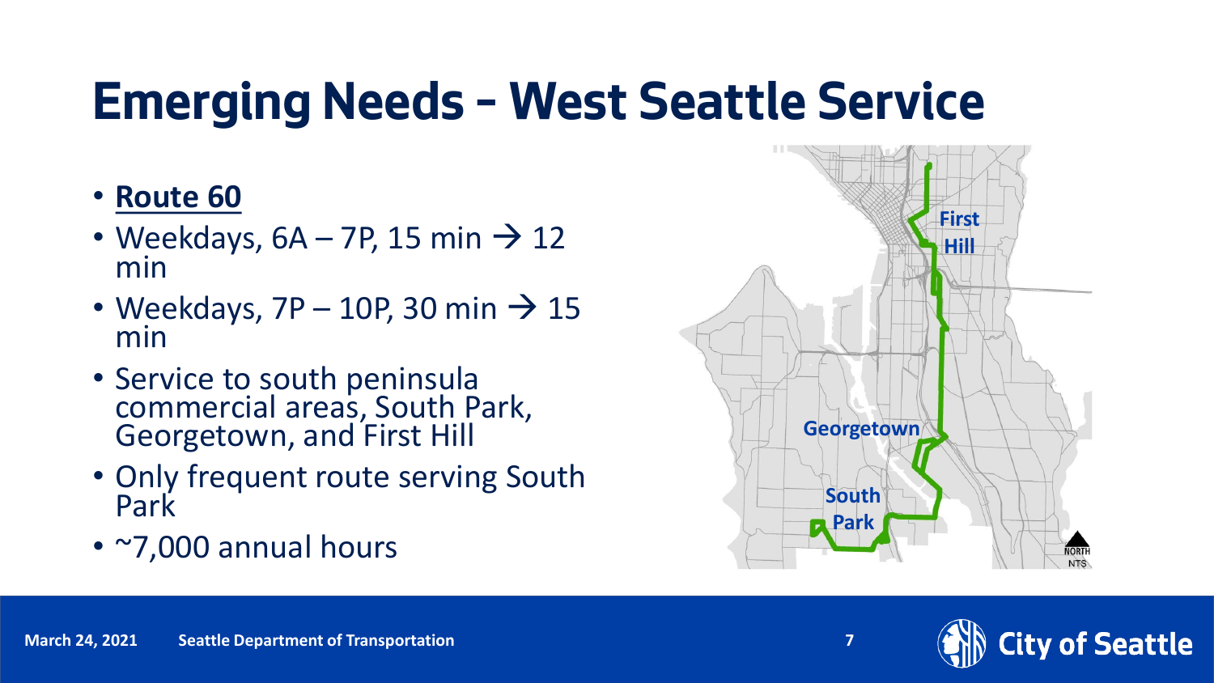# Emerging Needs - West Seattle Service

- **Route 60**
- Weekdays, 6A – 7P, 15 min → 12 min
- Weekdays, 7P – 10P, 30 min → 15 min
- Service to south peninsula commercial areas, South Park, Georgetown, and First Hill
- Only frequent route serving South Park
- ~7,000 annual hours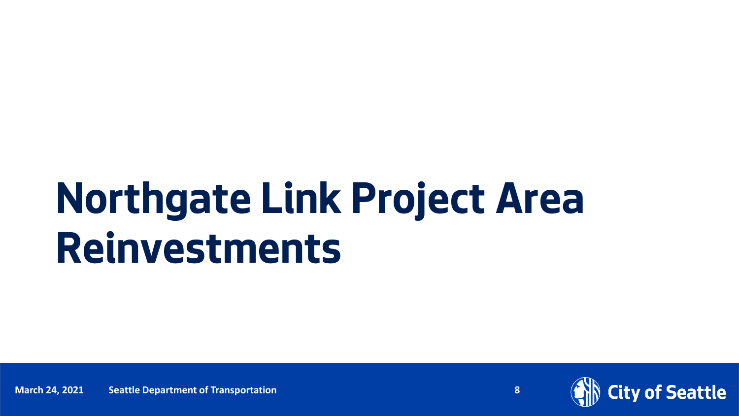# Northgate Link Project Area Reinvestments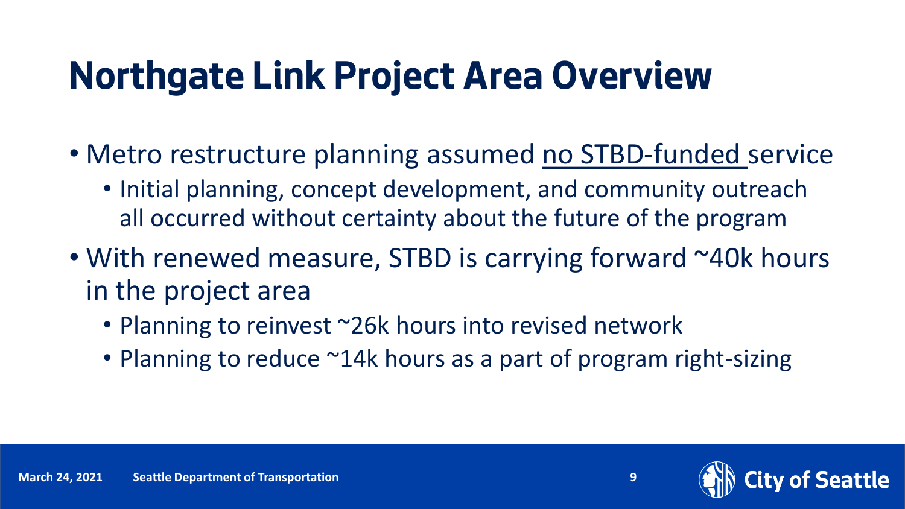# Northgate Link Project Area Overview

- Metro restructure planning assumed <u>no STBD-funded</u> service
  - Initial planning, concept development, and community outreach all occurred without certainty about the future of the program
- With renewed measure, STBD is carrying forward ~40k hours in the project area
  - Planning to reinvest ~26k hours into revised network
  - Planning to reduce ~14k hours as a part of program right-sizing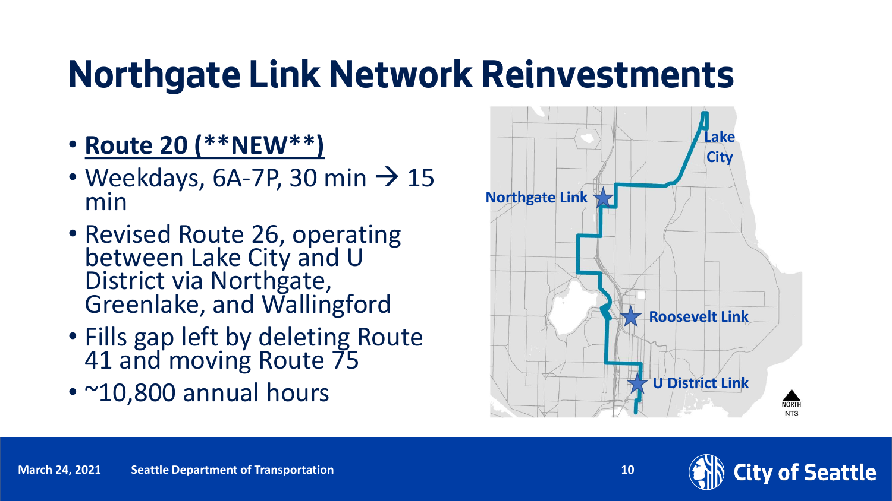# Northgate Link Network Reinvestments

- **Route 20 (**NEW**)**
- Weekdays, 6A-7P, 30 min → 15 min
- Revised Route 26, operating between Lake City and U District via Northgate, Greenlake, and Wallingford
- Fills gap left by deleting Route 41 and moving Route 75
- ~10,800 annual hours

Lake City

Northgate Link

Roosevelt Link

U District Link

NORTH
NTS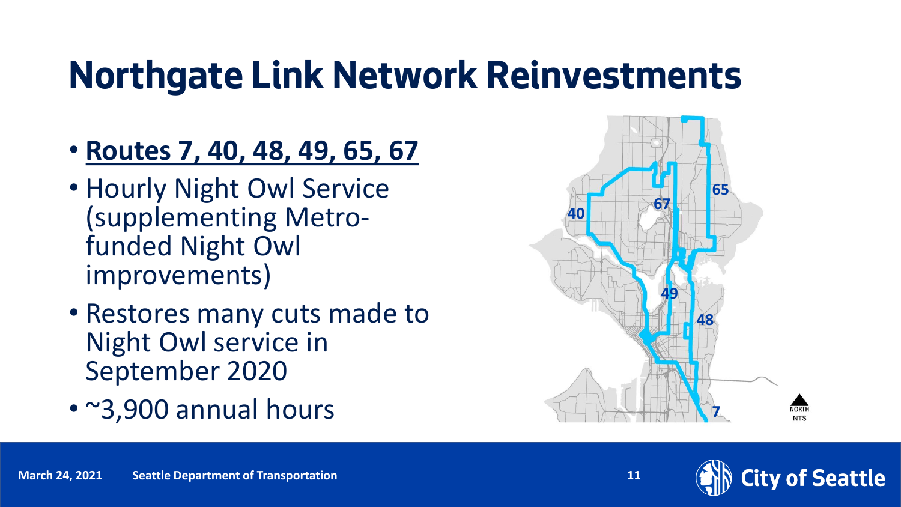# Northgate Link Network Reinvestments

- **Routes 7, 40, 48, 49, 65, 67**
- Hourly Night Owl Service (supplementing Metro-funded Night Owl improvements)
- Restores many cuts made to Night Owl service in September 2020
- ~3,900 annual hours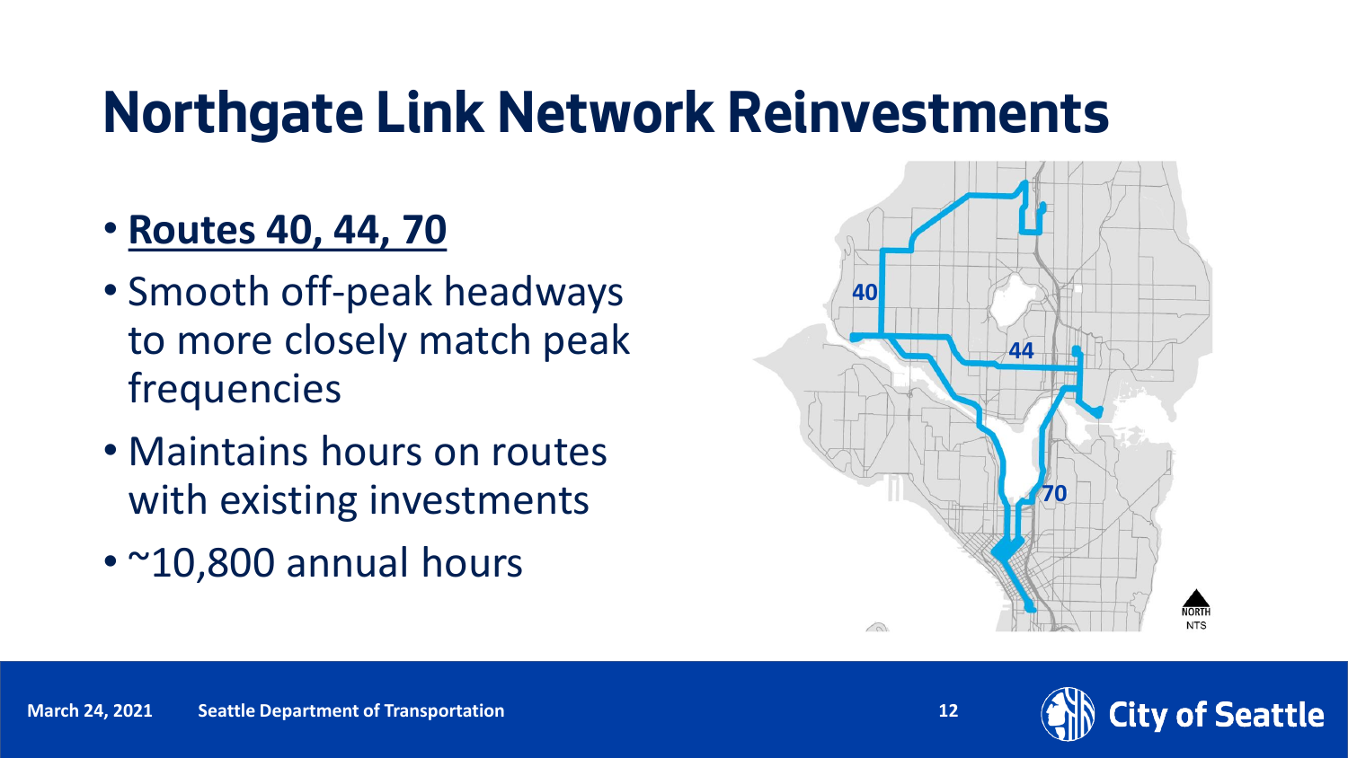# Northgate Link Network Reinvestments

- **Routes 40, 44, 70**
- Smooth off-peak headways to more closely match peak frequencies
- Maintains hours on routes with existing investments
- ~10,800 annual hours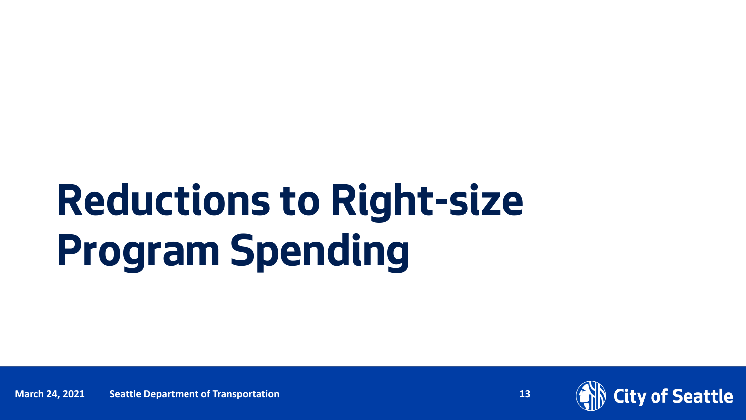# Reductions to Right-size Program Spending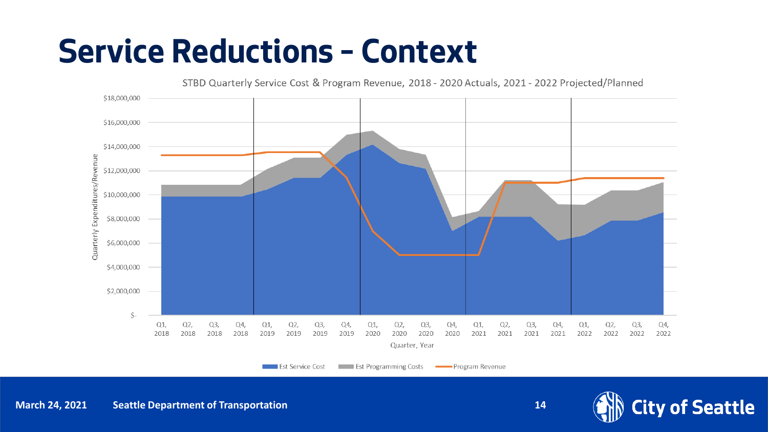# Service Reductions – Context

STBD Quarterly Service Cost & Program Revenue, 2018 - 2020 Actuals, 2021 - 2022 Projected/Planned

Quarterly Expenditures/Revenue: $18,000,000; $16,000,000; $14,000,000; $12,000,000; $10,000,000; $8,000,000; $6,000,000; $4,000,000; $2,000,000; $-

Quarter, Year: Q1, 2018; Q2, 2018; Q3, 2018; Q4, 2018; Q1, 2019; Q2, 2019; Q3, 2019; Q4, 2019; Q1, 2020; Q2, 2020; Q3, 2020; Q4, 2020; Q1, 2021; Q2, 2021; Q3, 2021; Q4, 2021; Q1, 2022; Q2, 2022; Q3, 2022; Q4, 2022

Est Service Cost | Est Programming Costs | Program Revenue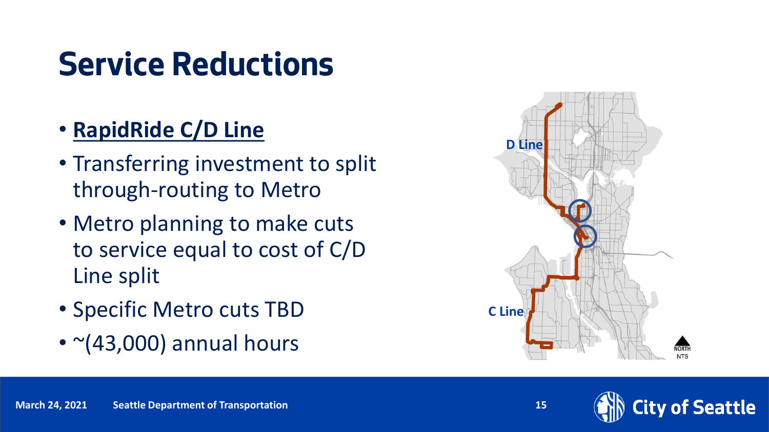# Service Reductions

- **RapidRide C/D Line**
- Transferring investment to split through-routing to Metro
- Metro planning to make cuts to service equal to cost of C/D Line split
- Specific Metro cuts TBD
- ~(43,000) annual hours

D Line

C Line

NORTH
NTS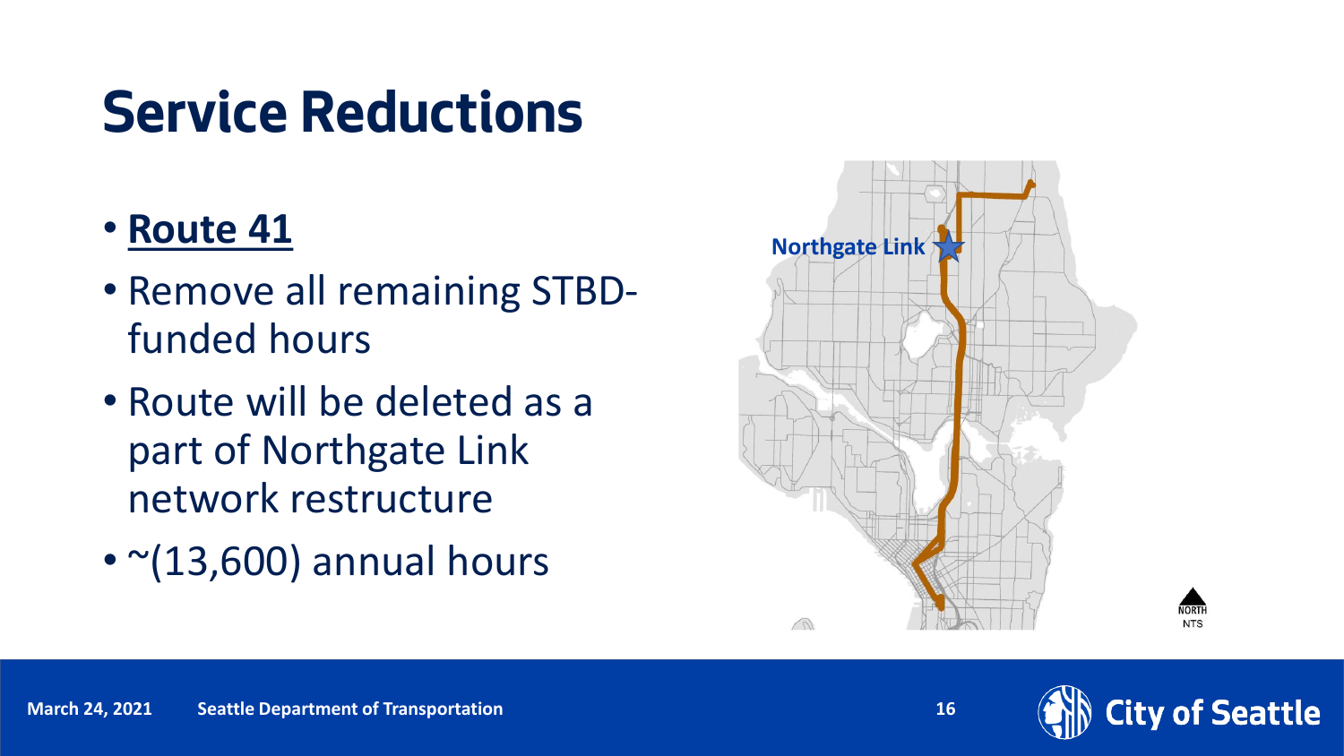# Service Reductions

- **Route 41**
- Remove all remaining STBD-funded hours
- Route will be deleted as a part of Northgate Link network restructure
- ~(13,600) annual hours

Northgate Link

NORTH
NTS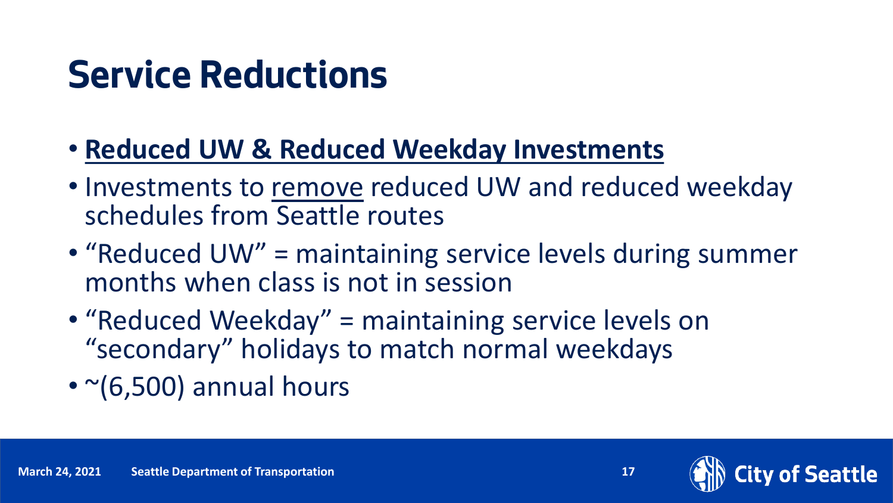# Service Reductions

- **Reduced UW & Reduced Weekday Investments**
- Investments to remove reduced UW and reduced weekday schedules from Seattle routes
- "Reduced UW" = maintaining service levels during summer months when class is not in session
- "Reduced Weekday" = maintaining service levels on "secondary" holidays to match normal weekdays
- ~(6,500) annual hours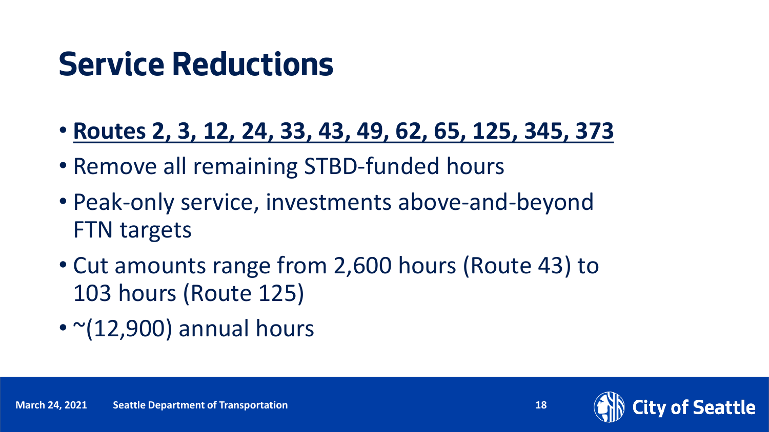# Service Reductions

- **Routes 2, 3, 12, 24, 33, 43, 49, 62, 65, 125, 345, 373**
- Remove all remaining STBD-funded hours
- Peak-only service, investments above-and-beyond FTN targets
- Cut amounts range from 2,600 hours (Route 43) to 103 hours (Route 125)
- ~(12,900) annual hours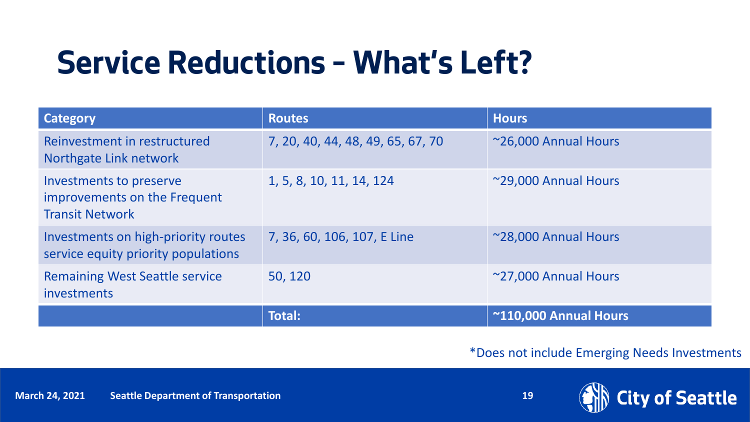# Service Reductions – What's Left?

| Category | Routes | Hours |
|---|---|---|
| Reinvestment in restructured Northgate Link network | 7, 20, 40, 44, 48, 49, 65, 67, 70 | ~26,000 Annual Hours |
| Investments to preserve improvements on the Frequent Transit Network | 1, 5, 8, 10, 11, 14, 124 | ~29,000 Annual Hours |
| Investments on high-priority routes service equity priority populations | 7, 36, 60, 106, 107, E Line | ~28,000 Annual Hours |
| Remaining West Seattle service investments | 50, 120 | ~27,000 Annual Hours |
| | **Total:** | **~110,000 Annual Hours** |

*Does not include Emerging Needs Investments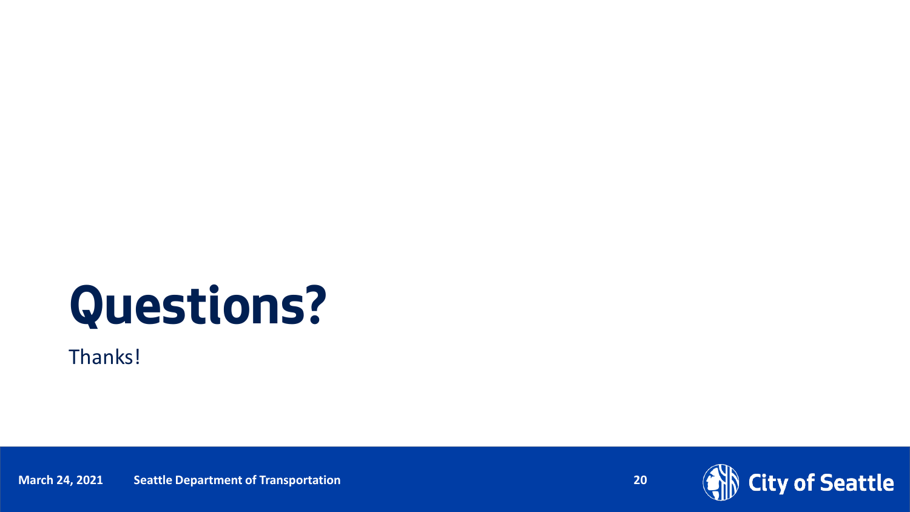# Questions?

Thanks!